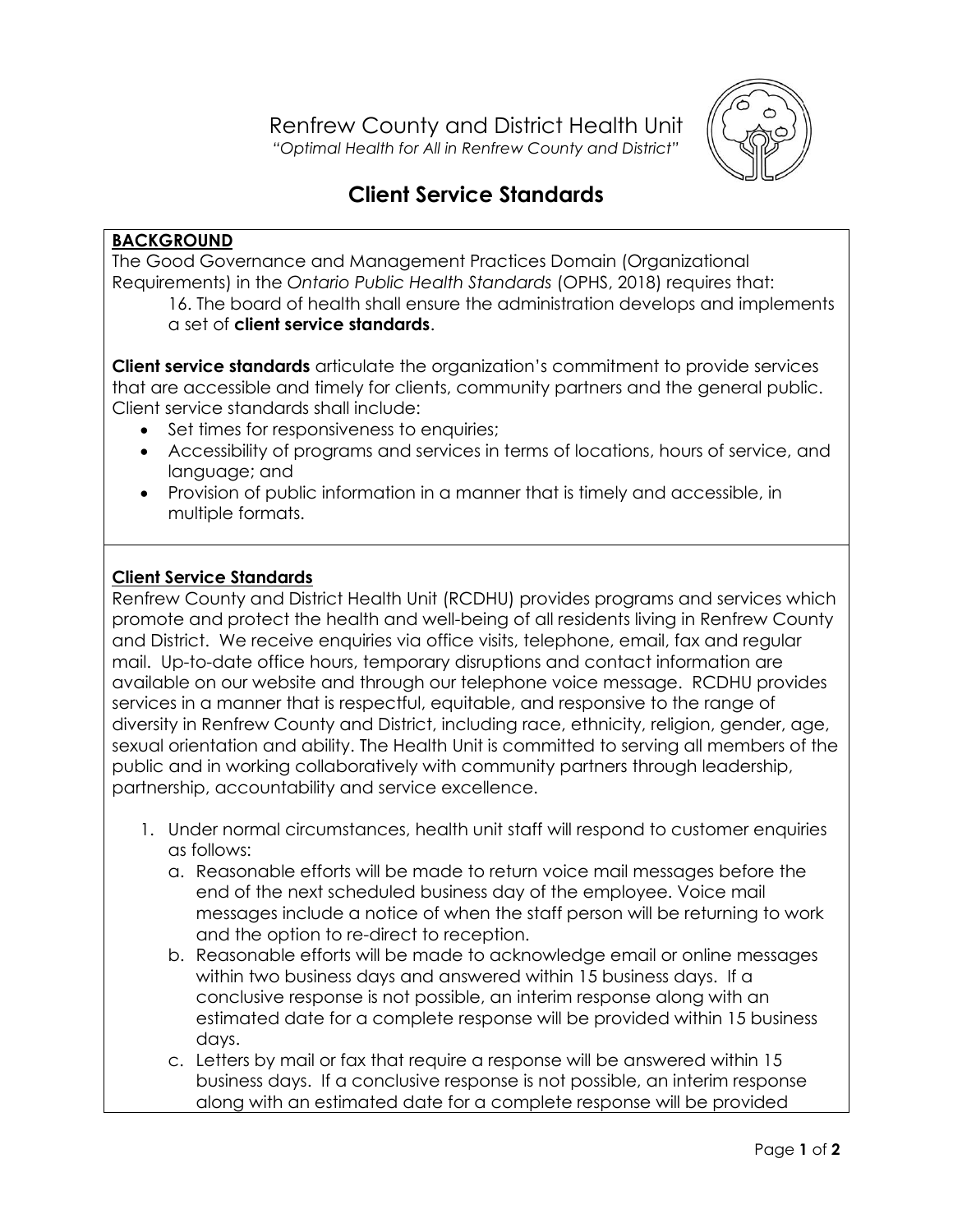Renfrew County and District Health Unit

*"Optimal Health for All in Renfrew County and District"*

# Client Service Standards

**BACKGROUND**

The Good Governance and Management Practices Domain (Organizational Requirements) in the *Ontario Public Health Standards* (OPHS, 2018) requires that:

> 16. The board of health shall ensure the administration develops and implements a set of **client service standards**.

**Client service standards** articulate the organization's commitment to provide services that are accessible and timely for clients, community partners and the general public. Client service standards shall include:

- Set times for responsiveness to enquiries;
- Accessibility of programs and services in terms of locations, hours of service, and language; and
- Provision of public information in a manner that is timely and accessible, in multiple formats.

**Client Service Standards**

Renfrew County and District Health Unit (RCDHU) provides programs and services which promote and protect the health and well-being of all residents living in Renfrew County and District. We receive enquiries via office visits, telephone, email, fax and regular mail. Up-to-date office hours, temporary disruptions and contact information are available on our website and through our telephone voice message. RCDHU provides services in a manner that is respectful, equitable, and responsive to the range of diversity in Renfrew County and District, including race, ethnicity, religion, gender, age, sexual orientation and ability. The Health Unit is committed to serving all members of the public and in working collaboratively with community partners through leadership, partnership, accountability and service excellence.

1. Under normal circumstances, health unit staff will respond to customer enquiries as follows:
    a. Reasonable efforts will be made to return voice mail messages before the end of the next scheduled business day of the employee. Voice mail messages include a notice of when the staff person will be returning to work and the option to re-direct to reception.
    b. Reasonable efforts will be made to acknowledge email or online messages within two business days and answered within 15 business days. If a conclusive response is not possible, an interim response along with an estimated date for a complete response will be provided within 15 business days.
    c. Letters by mail or fax that require a response will be answered within 15 business days. If a conclusive response is not possible, an interim response along with an estimated date for a complete response will be provided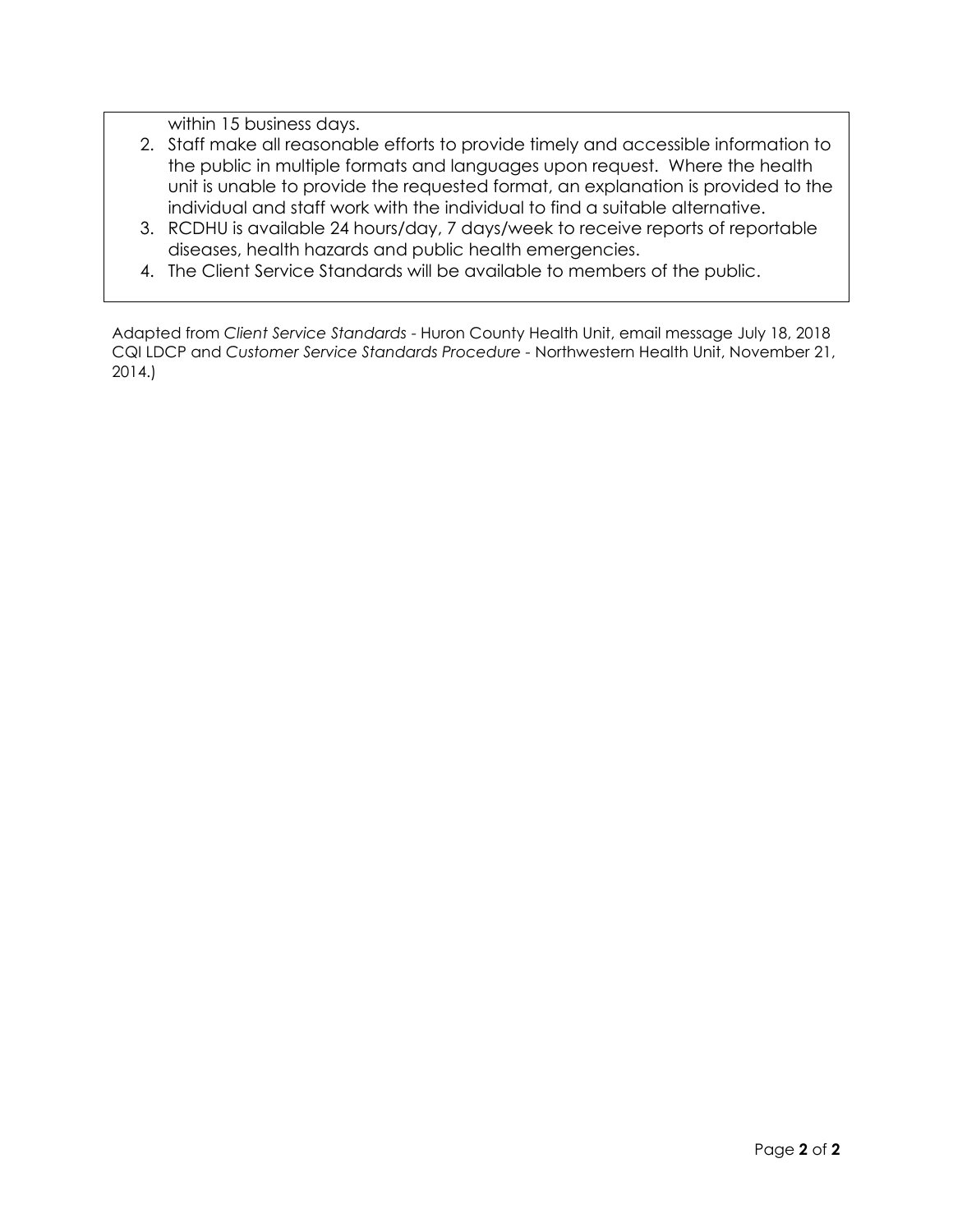within 15 business days.

2. Staff make all reasonable efforts to provide timely and accessible information to the public in multiple formats and languages upon request. Where the health unit is unable to provide the requested format, an explanation is provided to the individual and staff work with the individual to find a suitable alternative.
3. RCDHU is available 24 hours/day, 7 days/week to receive reports of reportable diseases, health hazards and public health emergencies.
4. The Client Service Standards will be available to members of the public.

Adapted from *Client Service Standards* - Huron County Health Unit, email message July 18, 2018 CQI LDCP and *Customer Service Standards Procedure* - Northwestern Health Unit, November 21, 2014.)